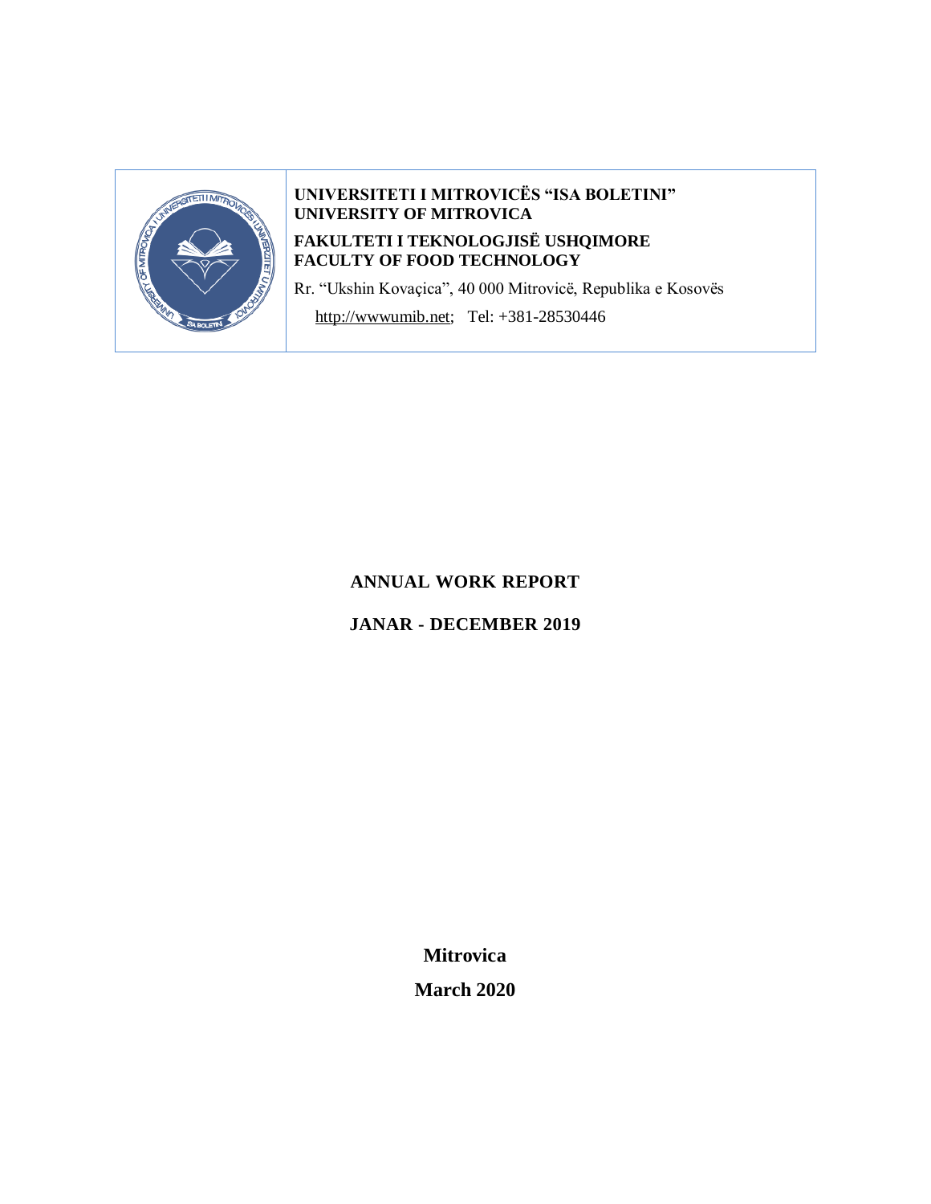| | **UNIVERSITETI I MITROVICËS "ISA BOLETINI"**<br>**UNIVERSITY OF MITROVICA**<br>**FAKULTETI I TEKNOLOGJISË USHQIMORE**<br>**FACULTY OF FOOD TECHNOLOGY**<br>Rr. "Ukshin Kovaçica", 40 000 Mitrovicë, Republika e Kosovës<br>http://wwwumib.net; Tel: +381-28530446 |
|---|---|

**ANNUAL WORK REPORT**

**JANAR - DECEMBER 2019**

**Mitrovica**

**March 2020**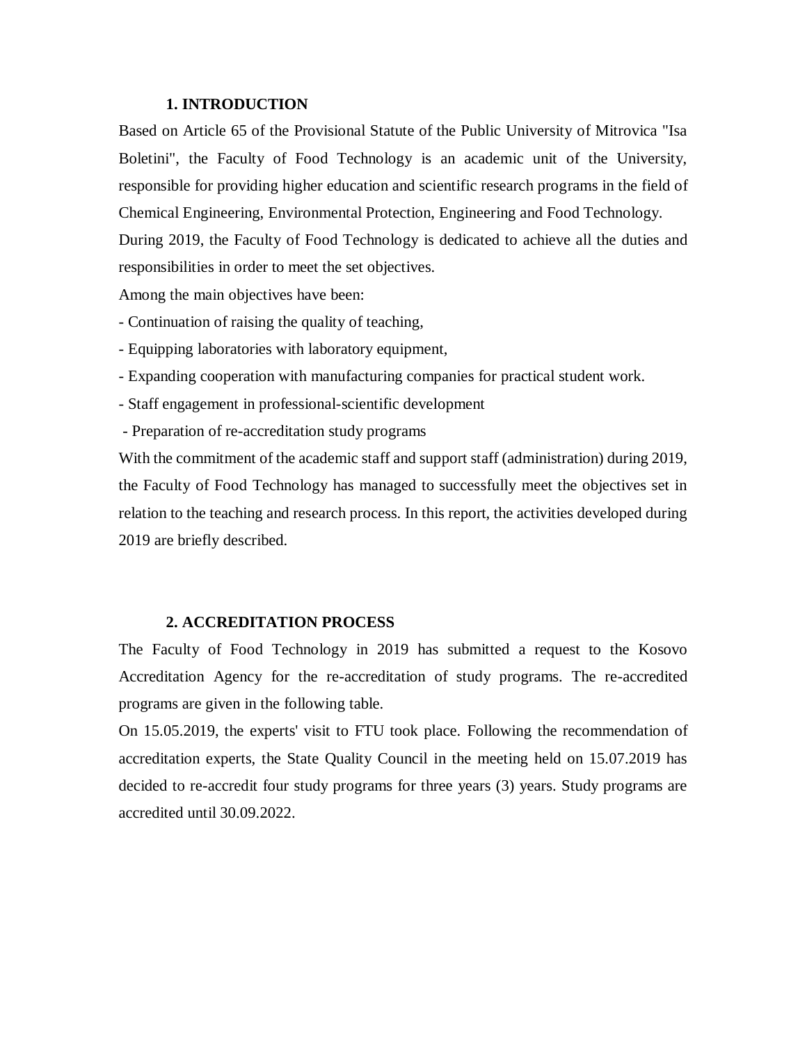## 1. INTRODUCTION

Based on Article 65 of the Provisional Statute of the Public University of Mitrovica "Isa Boletini", the Faculty of Food Technology is an academic unit of the University, responsible for providing higher education and scientific research programs in the field of Chemical Engineering, Environmental Protection, Engineering and Food Technology.

During 2019, the Faculty of Food Technology is dedicated to achieve all the duties and responsibilities in order to meet the set objectives.

Among the main objectives have been:

- Continuation of raising the quality of teaching,
- Equipping laboratories with laboratory equipment,
- Expanding cooperation with manufacturing companies for practical student work.
- Staff engagement in professional-scientific development
- Preparation of re-accreditation study programs

With the commitment of the academic staff and support staff (administration) during 2019, the Faculty of Food Technology has managed to successfully meet the objectives set in relation to the teaching and research process. In this report, the activities developed during 2019 are briefly described.

## 2. ACCREDITATION PROCESS

The Faculty of Food Technology in 2019 has submitted a request to the Kosovo Accreditation Agency for the re-accreditation of study programs. The re-accredited programs are given in the following table.

On 15.05.2019, the experts' visit to FTU took place. Following the recommendation of accreditation experts, the State Quality Council in the meeting held on 15.07.2019 has decided to re-accredit four study programs for three years (3) years. Study programs are accredited until 30.09.2022.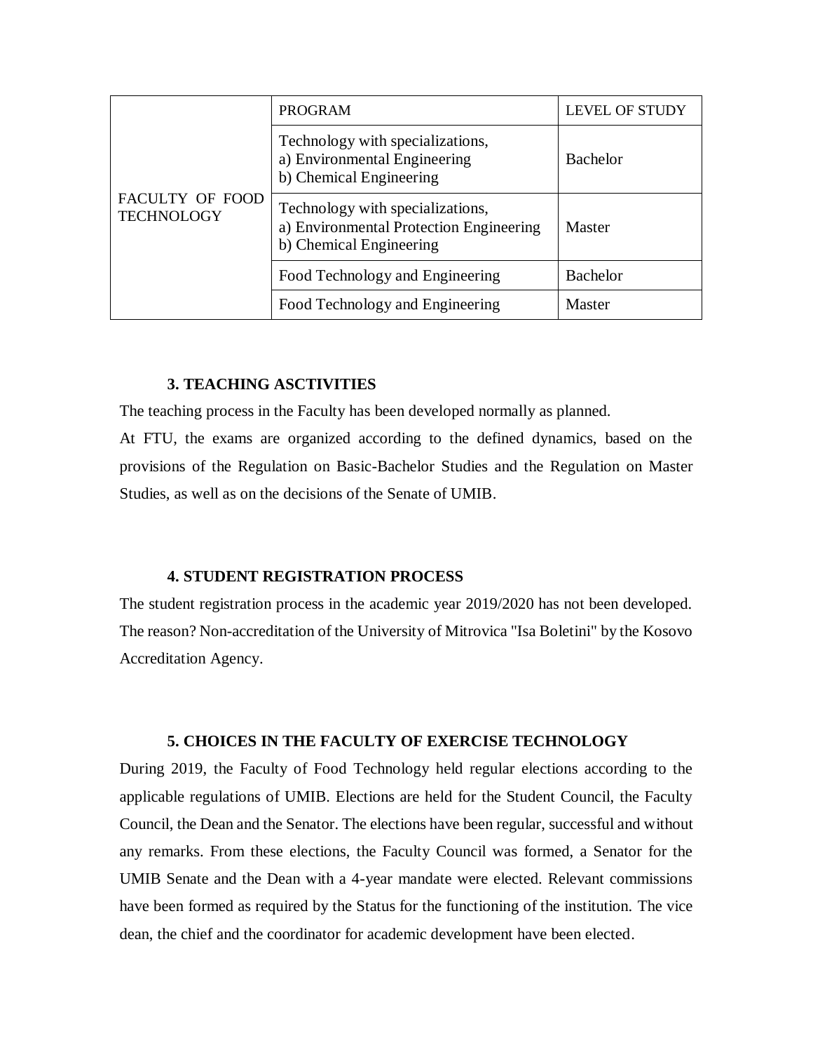| | PROGRAM | LEVEL OF STUDY |
|---|---|---|
| FACULTY OF FOOD TECHNOLOGY | Technology with specializations,<br>a) Environmental Engineering<br>b) Chemical Engineering | Bachelor |
| | Technology with specializations,<br>a) Environmental Protection Engineering<br>b) Chemical Engineering | Master |
| | Food Technology and Engineering | Bachelor |
| | Food Technology and Engineering | Master |

### 3. TEACHING ASCTIVITIES

The teaching process in the Faculty has been developed normally as planned.

At FTU, the exams are organized according to the defined dynamics, based on the provisions of the Regulation on Basic-Bachelor Studies and the Regulation on Master Studies, as well as on the decisions of the Senate of UMIB.

### 4. STUDENT REGISTRATION PROCESS

The student registration process in the academic year 2019/2020 has not been developed. The reason? Non-accreditation of the University of Mitrovica "Isa Boletini" by the Kosovo Accreditation Agency.

### 5. CHOICES IN THE FACULTY OF EXERCISE TECHNOLOGY

During 2019, the Faculty of Food Technology held regular elections according to the applicable regulations of UMIB. Elections are held for the Student Council, the Faculty Council, the Dean and the Senator. The elections have been regular, successful and without any remarks. From these elections, the Faculty Council was formed, a Senator for the UMIB Senate and the Dean with a 4-year mandate were elected. Relevant commissions have been formed as required by the Status for the functioning of the institution. The vice dean, the chief and the coordinator for academic development have been elected.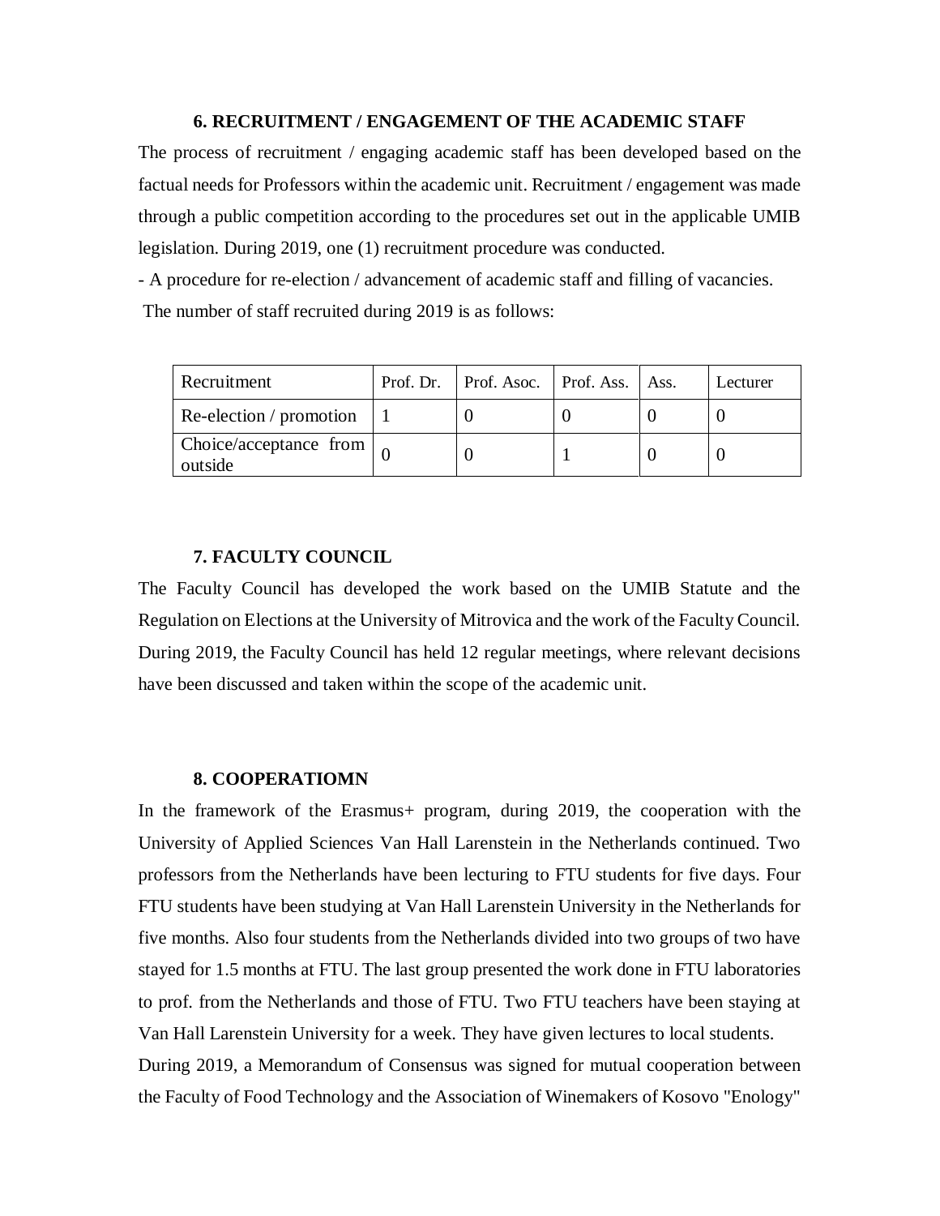## 6. RECRUITMENT / ENGAGEMENT OF THE ACADEMIC STAFF

The process of recruitment / engaging academic staff has been developed based on the factual needs for Professors within the academic unit. Recruitment / engagement was made through a public competition according to the procedures set out in the applicable UMIB legislation. During 2019, one (1) recruitment procedure was conducted.

- A procedure for re-election / advancement of academic staff and filling of vacancies.

The number of staff recruited during 2019 is as follows:

| Recruitment | Prof. Dr. | Prof. Asoc. | Prof. Ass. | Ass. | Lecturer |
|---|---|---|---|---|---|
| Re-election / promotion | 1 | 0 | 0 | 0 | 0 |
| Choice/acceptance from outside | 0 | 0 | 1 | 0 | 0 |

## 7. FACULTY COUNCIL

The Faculty Council has developed the work based on the UMIB Statute and the Regulation on Elections at the University of Mitrovica and the work of the Faculty Council. During 2019, the Faculty Council has held 12 regular meetings, where relevant decisions have been discussed and taken within the scope of the academic unit.

## 8. COOPERATIOMN

In the framework of the Erasmus+ program, during 2019, the cooperation with the University of Applied Sciences Van Hall Larenstein in the Netherlands continued. Two professors from the Netherlands have been lecturing to FTU students for five days. Four FTU students have been studying at Van Hall Larenstein University in the Netherlands for five months. Also four students from the Netherlands divided into two groups of two have stayed for 1.5 months at FTU. The last group presented the work done in FTU laboratories to prof. from the Netherlands and those of FTU. Two FTU teachers have been staying at Van Hall Larenstein University for a week. They have given lectures to local students.

During 2019, a Memorandum of Consensus was signed for mutual cooperation between the Faculty of Food Technology and the Association of Winemakers of Kosovo "Enology"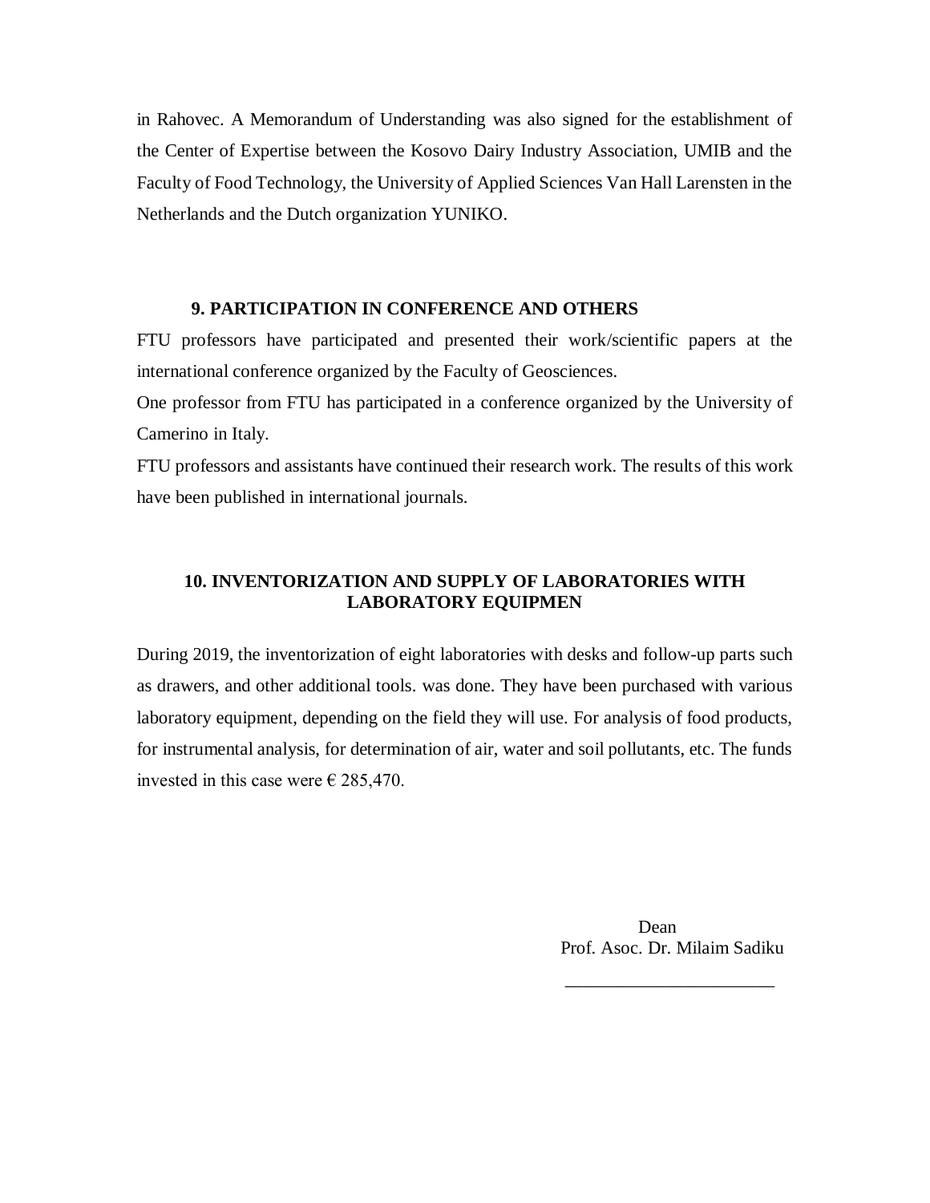in Rahovec. A Memorandum of Understanding was also signed for the establishment of the Center of Expertise between the Kosovo Dairy Industry Association, UMIB and the Faculty of Food Technology, the University of Applied Sciences Van Hall Larensten in the Netherlands and the Dutch organization YUNIKO.

## 9. PARTICIPATION IN CONFERENCE AND OTHERS

FTU professors have participated and presented their work/scientific papers at the international conference organized by the Faculty of Geosciences.

One professor from FTU has participated in a conference organized by the University of Camerino in Italy.

FTU professors and assistants have continued their research work. The results of this work have been published in international journals.

## 10. INVENTORIZATION AND SUPPLY OF LABORATORIES WITH LABORATORY EQUIPMEN

During 2019, the inventorization of eight laboratories with desks and follow-up parts such as drawers, and other additional tools. was done. They have been purchased with various laboratory equipment, depending on the field they will use. For analysis of food products, for instrumental analysis, for determination of air, water and soil pollutants, etc. The funds invested in this case were € 285,470.

Dean
Prof. Asoc. Dr. Milaim Sadiku

_______________________